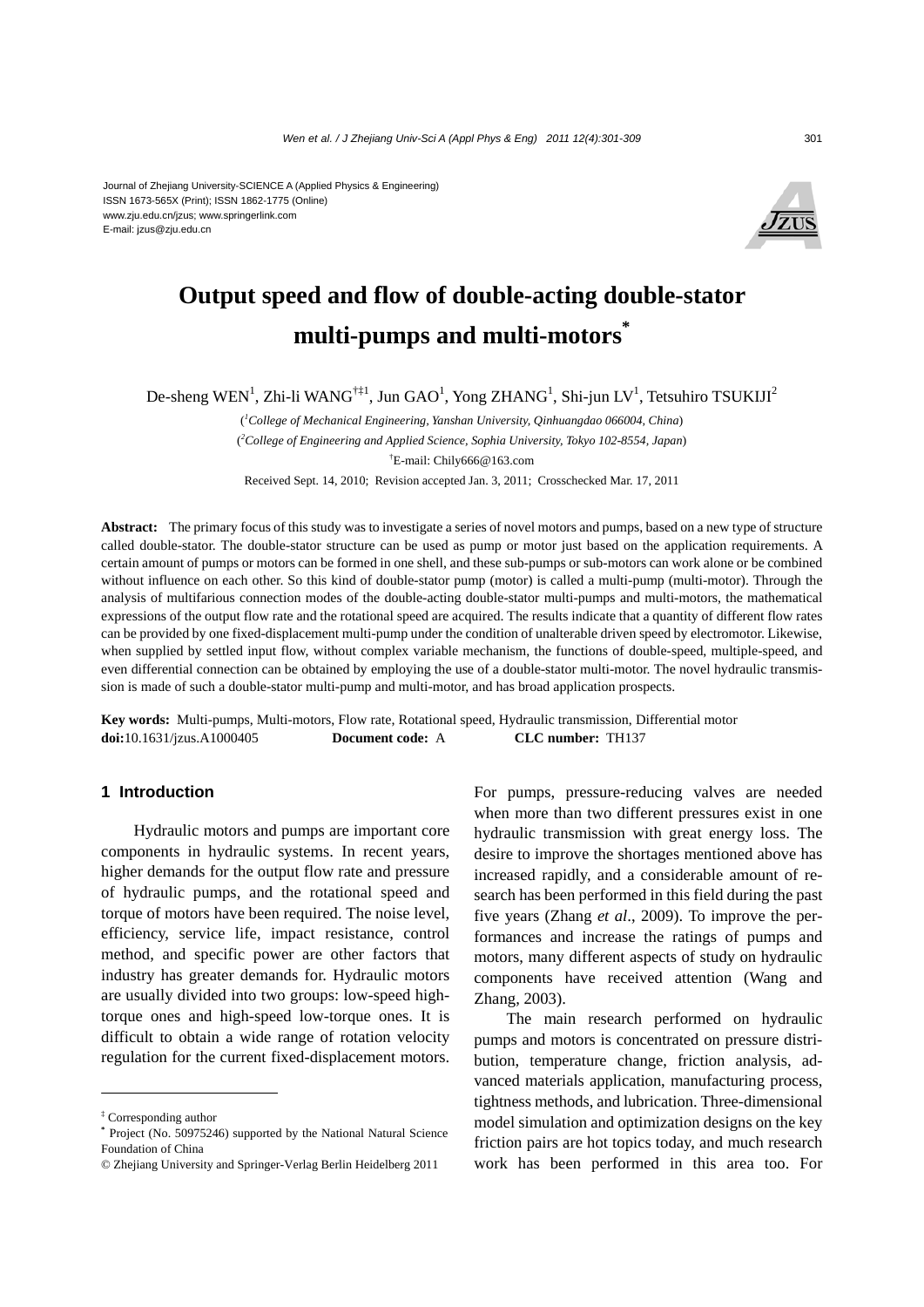Journal of Zhejiang University-SCIENCE A (Applied Physics & Engineering)
ISSN 1673-565X (Print); ISSN 1862-1775 (Online)
www.zju.edu.cn/jzus; www.springerlink.com
E-mail: jzus@zju.edu.cn

# Output speed and flow of double-acting double-stator multi-pumps and multi-motors*

De-sheng WEN[1], Zhi-li WANG[†‡1], Jun GAO[1], Yong ZHANG[1], Shi-jun LV[1], Tetsuhiro TSUKIJI[2]

([1]*College of Mechanical Engineering, Yanshan University, Qinhuangdao 066004, China*)

([2]*College of Engineering and Applied Science, Sophia University, Tokyo 102-8554, Japan*)

[†]E-mail: Chily666@163.com

Received Sept. 14, 2010; Revision accepted Jan. 3, 2011; Crosschecked Mar. 17, 2011

**Abstract:** The primary focus of this study was to investigate a series of novel motors and pumps, based on a new type of structure called double-stator. The double-stator structure can be used as pump or motor just based on the application requirements. A certain amount of pumps or motors can be formed in one shell, and these sub-pumps or sub-motors can work alone or be combined without influence on each other. So this kind of double-stator pump (motor) is called a multi-pump (multi-motor). Through the analysis of multifarious connection modes of the double-acting double-stator multi-pumps and multi-motors, the mathematical expressions of the output flow rate and the rotational speed are acquired. The results indicate that a quantity of different flow rates can be provided by one fixed-displacement multi-pump under the condition of unalterable driven speed by electromotor. Likewise, when supplied by settled input flow, without complex variable mechanism, the functions of double-speed, multiple-speed, and even differential connection can be obtained by employing the use of a double-stator multi-motor. The novel hydraulic transmission is made of such a double-stator multi-pump and multi-motor, and has broad application prospects.

**Key words:** Multi-pumps, Multi-motors, Flow rate, Rotational speed, Hydraulic transmission, Differential motor
**doi:**10.1631/jzus.A1000405 **Document code:** A **CLC number:** TH137

## 1 Introduction

Hydraulic motors and pumps are important core components in hydraulic systems. In recent years, higher demands for the output flow rate and pressure of hydraulic pumps, and the rotational speed and torque of motors have been required. The noise level, efficiency, service life, impact resistance, control method, and specific power are other factors that industry has greater demands for. Hydraulic motors are usually divided into two groups: low-speed high-torque ones and high-speed low-torque ones. It is difficult to obtain a wide range of rotation velocity regulation for the current fixed-displacement motors. For pumps, pressure-reducing valves are needed when more than two different pressures exist in one hydraulic transmission with great energy loss. The desire to improve the shortages mentioned above has increased rapidly, and a considerable amount of research has been performed in this field during the past five years (Zhang *et al*., 2009). To improve the performances and increase the ratings of pumps and motors, many different aspects of study on hydraulic components have received attention (Wang and Zhang, 2003).

The main research performed on hydraulic pumps and motors is concentrated on pressure distribution, temperature change, friction analysis, advanced materials application, manufacturing process, tightness methods, and lubrication. Three-dimensional model simulation and optimization designs on the key friction pairs are hot topics today, and much research work has been performed in this area too. For

---

‡ Corresponding author

\* Project (No. 50975246) supported by the National Natural Science Foundation of China

© Zhejiang University and Springer-Verlag Berlin Heidelberg 2011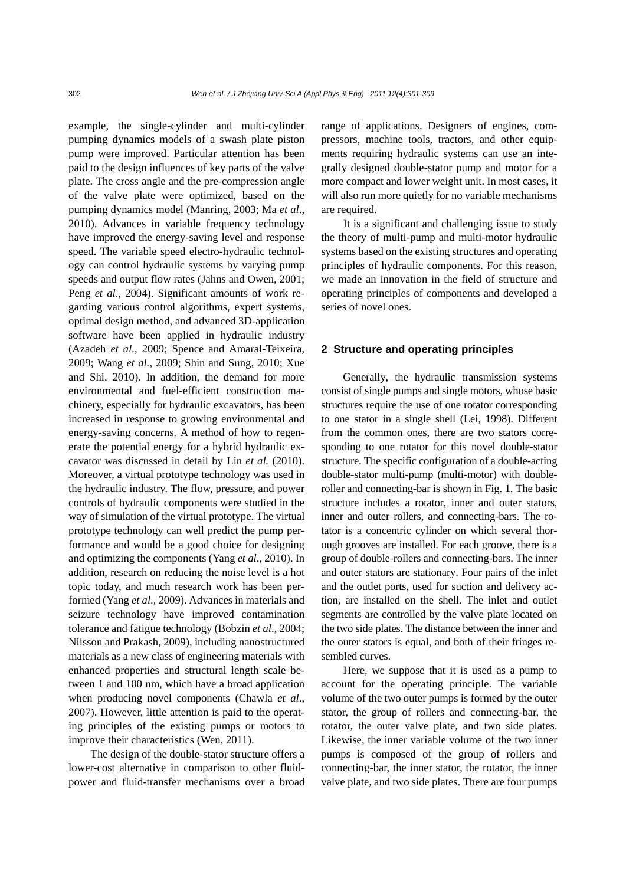example, the single-cylinder and multi-cylinder pumping dynamics models of a swash plate piston pump were improved. Particular attention has been paid to the design influences of key parts of the valve plate. The cross angle and the pre-compression angle of the valve plate were optimized, based on the pumping dynamics model (Manring, 2003; Ma *et al*., 2010). Advances in variable frequency technology have improved the energy-saving level and response speed. The variable speed electro-hydraulic technology can control hydraulic systems by varying pump speeds and output flow rates (Jahns and Owen, 2001; Peng *et al*., 2004). Significant amounts of work regarding various control algorithms, expert systems, optimal design method, and advanced 3D-application software have been applied in hydraulic industry (Azadeh *et al*., 2009; Spence and Amaral-Teixeira, 2009; Wang *et al.*, 2009; Shin and Sung, 2010; Xue and Shi, 2010). In addition, the demand for more environmental and fuel-efficient construction machinery, especially for hydraulic excavators, has been increased in response to growing environmental and energy-saving concerns. A method of how to regenerate the potential energy for a hybrid hydraulic excavator was discussed in detail by Lin *et al.* (2010). Moreover, a virtual prototype technology was used in the hydraulic industry. The flow, pressure, and power controls of hydraulic components were studied in the way of simulation of the virtual prototype. The virtual prototype technology can well predict the pump performance and would be a good choice for designing and optimizing the components (Yang *et al*., 2010). In addition, research on reducing the noise level is a hot topic today, and much research work has been performed (Yang *et al*., 2009). Advances in materials and seizure technology have improved contamination tolerance and fatigue technology (Bobzin *et al*., 2004; Nilsson and Prakash, 2009), including nanostructured materials as a new class of engineering materials with enhanced properties and structural length scale between 1 and 100 nm, which have a broad application when producing novel components (Chawla *et al.*, 2007). However, little attention is paid to the operating principles of the existing pumps or motors to improve their characteristics (Wen, 2011).

The design of the double-stator structure offers a lower-cost alternative in comparison to other fluid-power and fluid-transfer mechanisms over a broad range of applications. Designers of engines, compressors, machine tools, tractors, and other equipments requiring hydraulic systems can use an integrally designed double-stator pump and motor for a more compact and lower weight unit. In most cases, it will also run more quietly for no variable mechanisms are required.

It is a significant and challenging issue to study the theory of multi-pump and multi-motor hydraulic systems based on the existing structures and operating principles of hydraulic components. For this reason, we made an innovation in the field of structure and operating principles of components and developed a series of novel ones.

## 2 Structure and operating principles

Generally, the hydraulic transmission systems consist of single pumps and single motors, whose basic structures require the use of one rotator corresponding to one stator in a single shell (Lei, 1998). Different from the common ones, there are two stators corresponding to one rotator for this novel double-stator structure. The specific configuration of a double-acting double-stator multi-pump (multi-motor) with double-roller and connecting-bar is shown in Fig. 1. The basic structure includes a rotator, inner and outer stators, inner and outer rollers, and connecting-bars. The rotator is a concentric cylinder on which several thorough grooves are installed. For each groove, there is a group of double-rollers and connecting-bars. The inner and outer stators are stationary. Four pairs of the inlet and the outlet ports, used for suction and delivery action, are installed on the shell. The inlet and outlet segments are controlled by the valve plate located on the two side plates. The distance between the inner and the outer stators is equal, and both of their fringes resembled curves.

Here, we suppose that it is used as a pump to account for the operating principle. The variable volume of the two outer pumps is formed by the outer stator, the group of rollers and connecting-bar, the rotator, the outer valve plate, and two side plates. Likewise, the inner variable volume of the two inner pumps is composed of the group of rollers and connecting-bar, the inner stator, the rotator, the inner valve plate, and two side plates. There are four pumps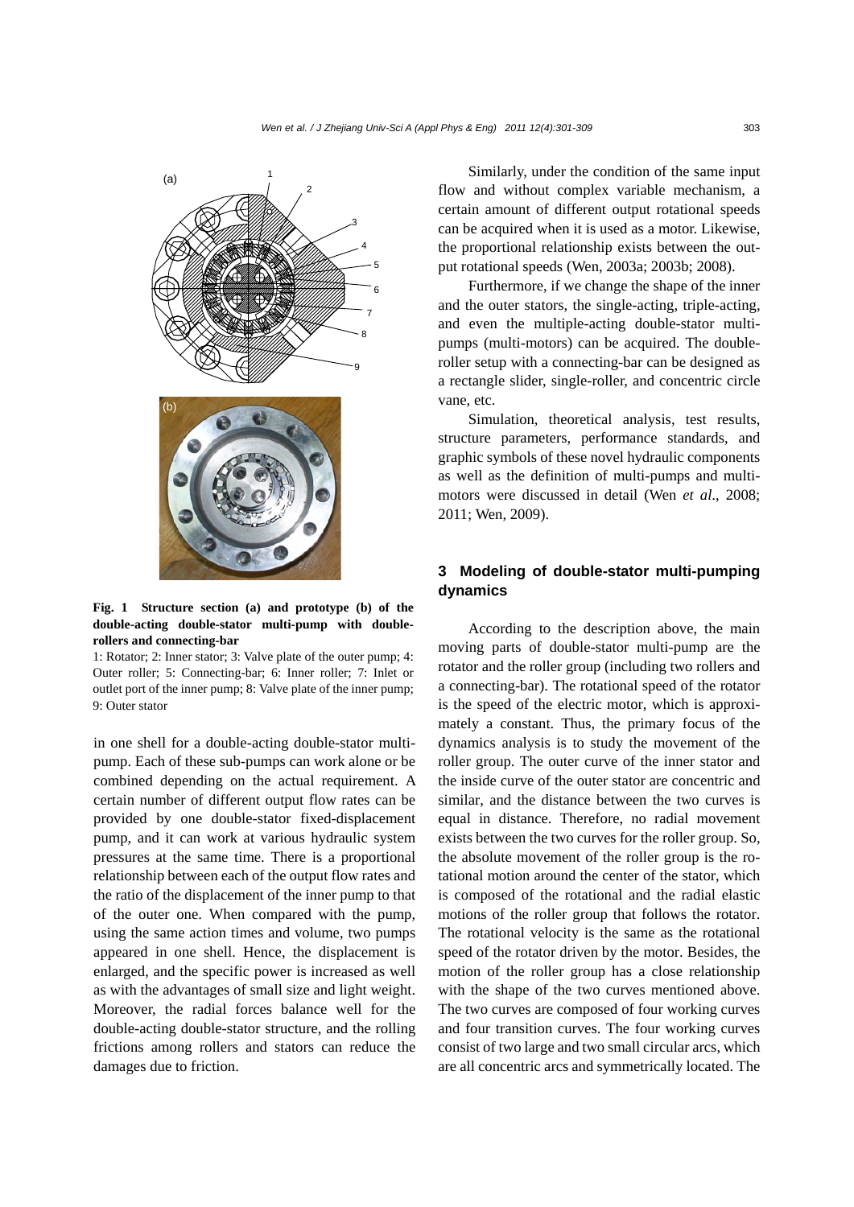(a)

(b)

**Fig. 1 Structure section (a) and prototype (b) of the double-acting double-stator multi-pump with double-rollers and connecting-bar**

1: Rotator; 2: Inner stator; 3: Valve plate of the outer pump; 4: Outer roller; 5: Connecting-bar; 6: Inner roller; 7: Inlet or outlet port of the inner pump; 8: Valve plate of the inner pump; 9: Outer stator

in one shell for a double-acting double-stator multi-pump. Each of these sub-pumps can work alone or be combined depending on the actual requirement. A certain number of different output flow rates can be provided by one double-stator fixed-displacement pump, and it can work at various hydraulic system pressures at the same time. There is a proportional relationship between each of the output flow rates and the ratio of the displacement of the inner pump to that of the outer one. When compared with the pump, using the same action times and volume, two pumps appeared in one shell. Hence, the displacement is enlarged, and the specific power is increased as well as with the advantages of small size and light weight. Moreover, the radial forces balance well for the double-acting double-stator structure, and the rolling frictions among rollers and stators can reduce the damages due to friction.

Similarly, under the condition of the same input flow and without complex variable mechanism, a certain amount of different output rotational speeds can be acquired when it is used as a motor. Likewise, the proportional relationship exists between the output rotational speeds (Wen, 2003a; 2003b; 2008).

Furthermore, if we change the shape of the inner and the outer stators, the single-acting, triple-acting, and even the multiple-acting double-stator multi-pumps (multi-motors) can be acquired. The double-roller setup with a connecting-bar can be designed as a rectangle slider, single-roller, and concentric circle vane, etc.

Simulation, theoretical analysis, test results, structure parameters, performance standards, and graphic symbols of these novel hydraulic components as well as the definition of multi-pumps and multi-motors were discussed in detail (Wen *et al*., 2008; 2011; Wen, 2009).

## 3 Modeling of double-stator multi-pumping dynamics

According to the description above, the main moving parts of double-stator multi-pump are the rotator and the roller group (including two rollers and a connecting-bar). The rotational speed of the rotator is the speed of the electric motor, which is approximately a constant. Thus, the primary focus of the dynamics analysis is to study the movement of the roller group. The outer curve of the inner stator and the inside curve of the outer stator are concentric and similar, and the distance between the two curves is equal in distance. Therefore, no radial movement exists between the two curves for the roller group. So, the absolute movement of the roller group is the rotational motion around the center of the stator, which is composed of the rotational and the radial elastic motions of the roller group that follows the rotator. The rotational velocity is the same as the rotational speed of the rotator driven by the motor. Besides, the motion of the roller group has a close relationship with the shape of the two curves mentioned above. The two curves are composed of four working curves and four transition curves. The four working curves consist of two large and two small circular arcs, which are all concentric arcs and symmetrically located. The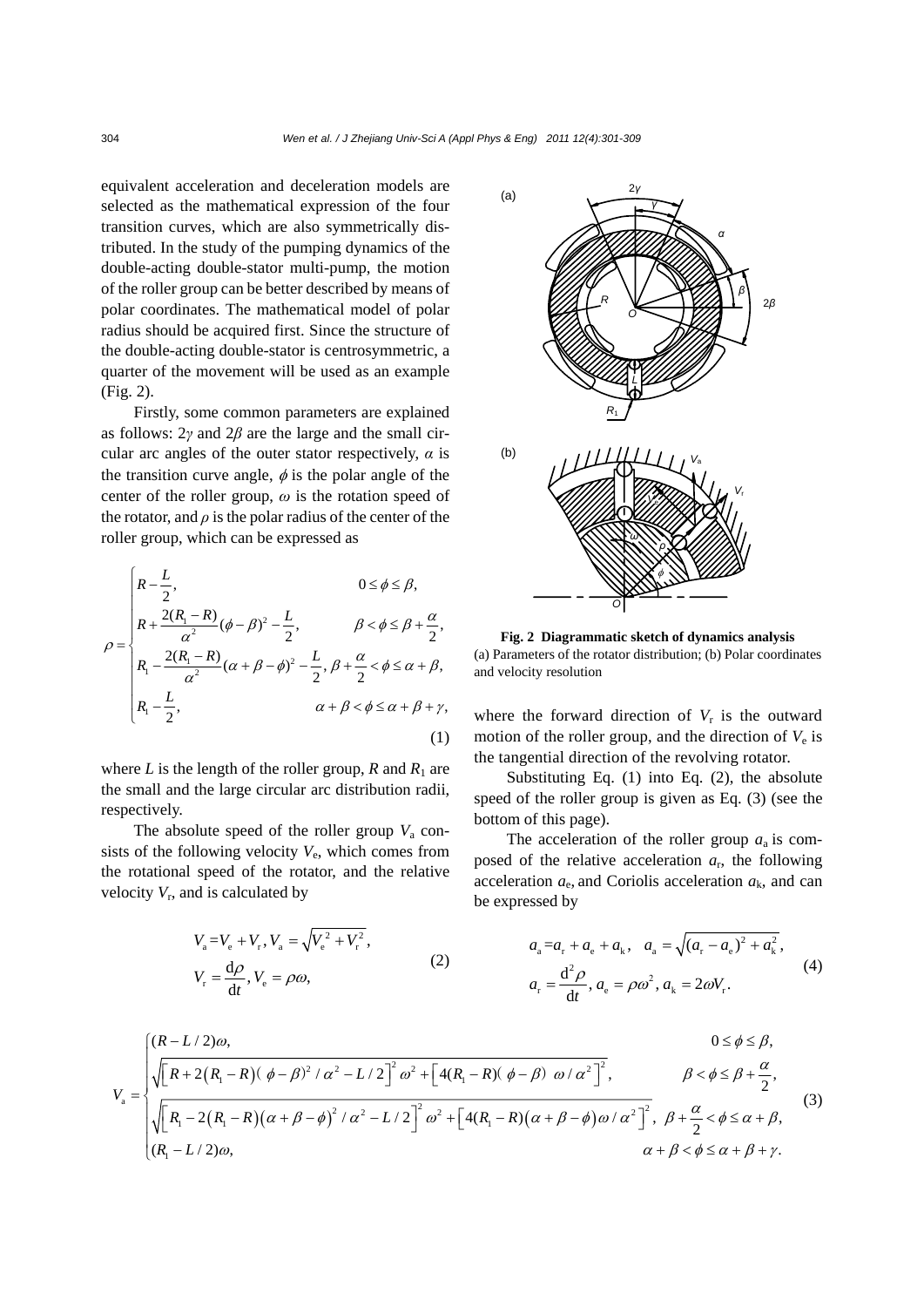equivalent acceleration and deceleration models are selected as the mathematical expression of the four transition curves, which are also symmetrically distributed. In the study of the pumping dynamics of the double-acting double-stator multi-pump, the motion of the roller group can be better described by means of polar coordinates. The mathematical model of polar radius should be acquired first. Since the structure of the double-acting double-stator is centrosymmetric, a quarter of the movement will be used as an example (Fig. 2).

Firstly, some common parameters are explained as follows: $2\gamma$ and $2\beta$ are the large and the small circular arc angles of the outer stator respectively, $\alpha$ is the transition curve angle, $\phi$ is the polar angle of the center of the roller group, $\omega$ is the rotation speed of the rotator, and $\rho$ is the polar radius of the center of the roller group, which can be expressed as

$$\rho=\begin{cases} R-\dfrac{L}{2}, & 0\le\phi\le\beta, \\ R+\dfrac{2(R_1-R)}{\alpha^2}(\phi-\beta)^2-\dfrac{L}{2}, & \beta<\phi\le\beta+\dfrac{\alpha}{2}, \\ R_1-\dfrac{2(R_1-R)}{\alpha^2}(\alpha+\beta-\phi)^2-\dfrac{L}{2}, & \beta+\dfrac{\alpha}{2}<\phi\le\alpha+\beta, \\ R_1-\dfrac{L}{2}, & \alpha+\beta<\phi\le\alpha+\beta+\gamma, \end{cases} \tag{1}$$

where $L$ is the length of the roller group, $R$ and $R_1$ are the small and the large circular arc distribution radii, respectively.

The absolute speed of the roller group $V_a$ consists of the following velocity $V_e$, which comes from the rotational speed of the rotator, and the relative velocity $V_r$, and is calculated by

$$V_a=V_e+V_r,\ V_a=\sqrt{V_e^2+V_r^2},\quad V_r=\frac{d\rho}{dt},\ V_e=\rho\omega, \tag{2}$$

**Fig. 2 Diagrammatic sketch of dynamics analysis**
(a) Parameters of the rotator distribution; (b) Polar coordinates and velocity resolution

where the forward direction of $V_r$ is the outward motion of the roller group, and the direction of $V_e$ is the tangential direction of the revolving rotator.

Substituting Eq. (1) into Eq. (2), the absolute speed of the roller group is given as Eq. (3) (see the bottom of this page).

The acceleration of the roller group $a_a$ is composed of the relative acceleration $a_r$, the following acceleration $a_e$, and Coriolis acceleration $a_k$, and can be expressed by

$$a_a=a_r+a_e+a_k,\quad a_a=\sqrt{(a_r-a_e)^2+a_k^2},\quad a_r=\frac{d^2\rho}{dt},\ a_e=\rho\omega^2,\ a_k=2\omega V_r. \tag{4}$$

$$V_a=\begin{cases} (R-L/2)\omega, & 0\le\phi\le\beta, \\ \sqrt{\left[R+2(R_1-R)(\phi-\beta)^2/\alpha^2-L/2\right]^2\omega^2+\left[4(R_1-R)(\phi-\beta)\,\omega/\alpha^2\right]^2}, & \beta<\phi\le\beta+\dfrac{\alpha}{2}, \\ \sqrt{\left[R_1-2(R_1-R)(\alpha+\beta-\phi)^2/\alpha^2-L/2\right]^2\omega^2+\left[4(R_1-R)(\alpha+\beta-\phi)\omega/\alpha^2\right]^2}, & \beta+\dfrac{\alpha}{2}<\phi\le\alpha+\beta, \\ (R_1-L/2)\omega, & \alpha+\beta<\phi\le\alpha+\beta+\gamma. \end{cases} \tag{3}$$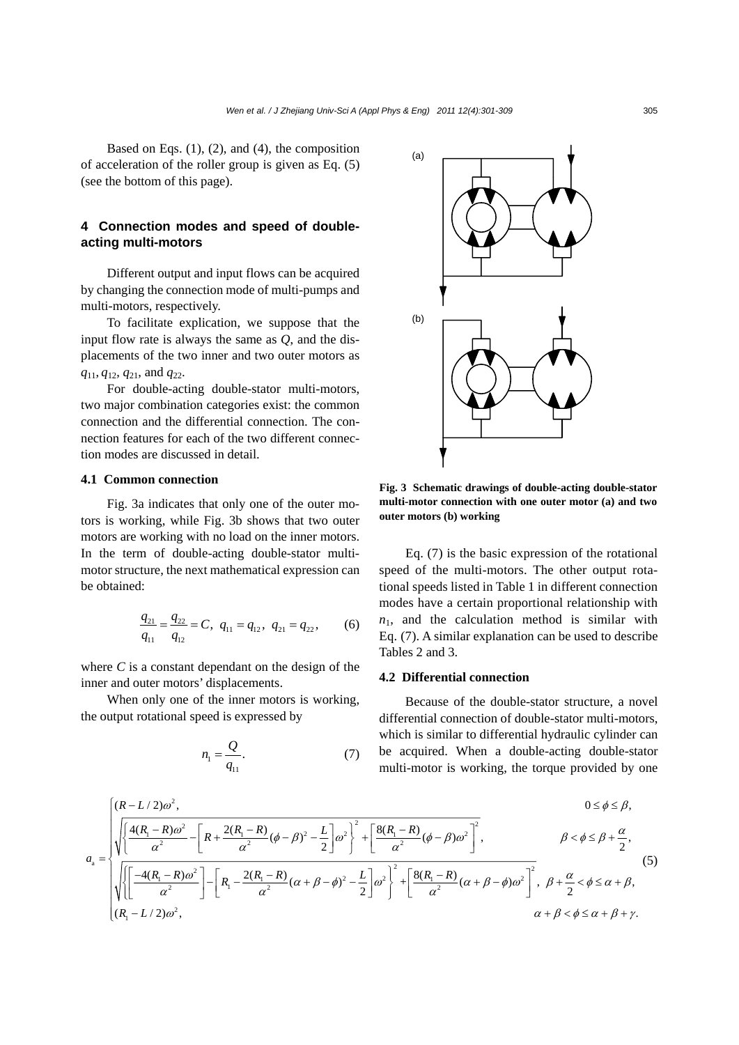Based on Eqs. (1), (2), and (4), the composition of acceleration of the roller group is given as Eq. (5) (see the bottom of this page).

## 4 Connection modes and speed of double-acting multi-motors

Different output and input flows can be acquired by changing the connection mode of multi-pumps and multi-motors, respectively.

To facilitate explication, we suppose that the input flow rate is always the same as $Q$, and the displacements of the two inner and two outer motors as $q_{11}$, $q_{12}$, $q_{21}$, and $q_{22}$.

For double-acting double-stator multi-motors, two major combination categories exist: the common connection and the differential connection. The connection features for each of the two different connection modes are discussed in detail.

### 4.1 Common connection

Fig. 3a indicates that only one of the outer motors is working, while Fig. 3b shows that two outer motors are working with no load on the inner motors. In the term of double-acting double-stator multi-motor structure, the next mathematical expression can be obtained:

$$\frac{q_{21}}{q_{11}} = \frac{q_{22}}{q_{12}} = C,\ \ q_{11} = q_{12},\ \ q_{21} = q_{22}, \tag{6}$$

where $C$ is a constant dependant on the design of the inner and outer motors' displacements.

When only one of the inner motors is working, the output rotational speed is expressed by

$$n_1 = \frac{Q}{q_{11}}. \tag{7}$$

**Fig. 3 Schematic drawings of double-acting double-stator multi-motor connection with one outer motor (a) and two outer motors (b) working**

Eq. (7) is the basic expression of the rotational speed of the multi-motors. The other output rotational speeds listed in Table 1 in different connection modes have a certain proportional relationship with $n_1$, and the calculation method is similar with Eq. (7). A similar explanation can be used to describe Tables 2 and 3.

### 4.2 Differential connection

Because of the double-stator structure, a novel differential connection of double-stator multi-motors, which is similar to differential hydraulic cylinder can be acquired. When a double-acting double-stator multi-motor is working, the torque provided by one

$$a_{\mathrm{a}} = \begin{cases} (R - L/2)\omega^2, & 0 \le \phi \le \beta, \\ \sqrt{\left\{\dfrac{4(R_1 - R)\omega^2}{\alpha^2} - \left[R + \dfrac{2(R_1 - R)}{\alpha^2}(\phi - \beta)^2 - \dfrac{L}{2}\right]\omega^2\right\}^2 + \left[\dfrac{8(R_1 - R)}{\alpha^2}(\phi - \beta)\omega^2\right]^2}, & \beta < \phi \le \beta + \dfrac{\alpha}{2}, \\ \sqrt{\left\{\left[\dfrac{-4(R_1 - R)\omega^2}{\alpha^2}\right] - \left[R_1 - \dfrac{2(R_1 - R)}{\alpha^2}(\alpha + \beta - \phi)^2 - \dfrac{L}{2}\right]\omega^2\right\}^2 + \left[\dfrac{8(R_1 - R)}{\alpha^2}(\alpha + \beta - \phi)\omega^2\right]^2}, & \beta + \dfrac{\alpha}{2} < \phi \le \alpha + \beta, \\ (R_1 - L/2)\omega^2, & \alpha + \beta < \phi \le \alpha + \beta + \gamma. \end{cases} \tag{5}$$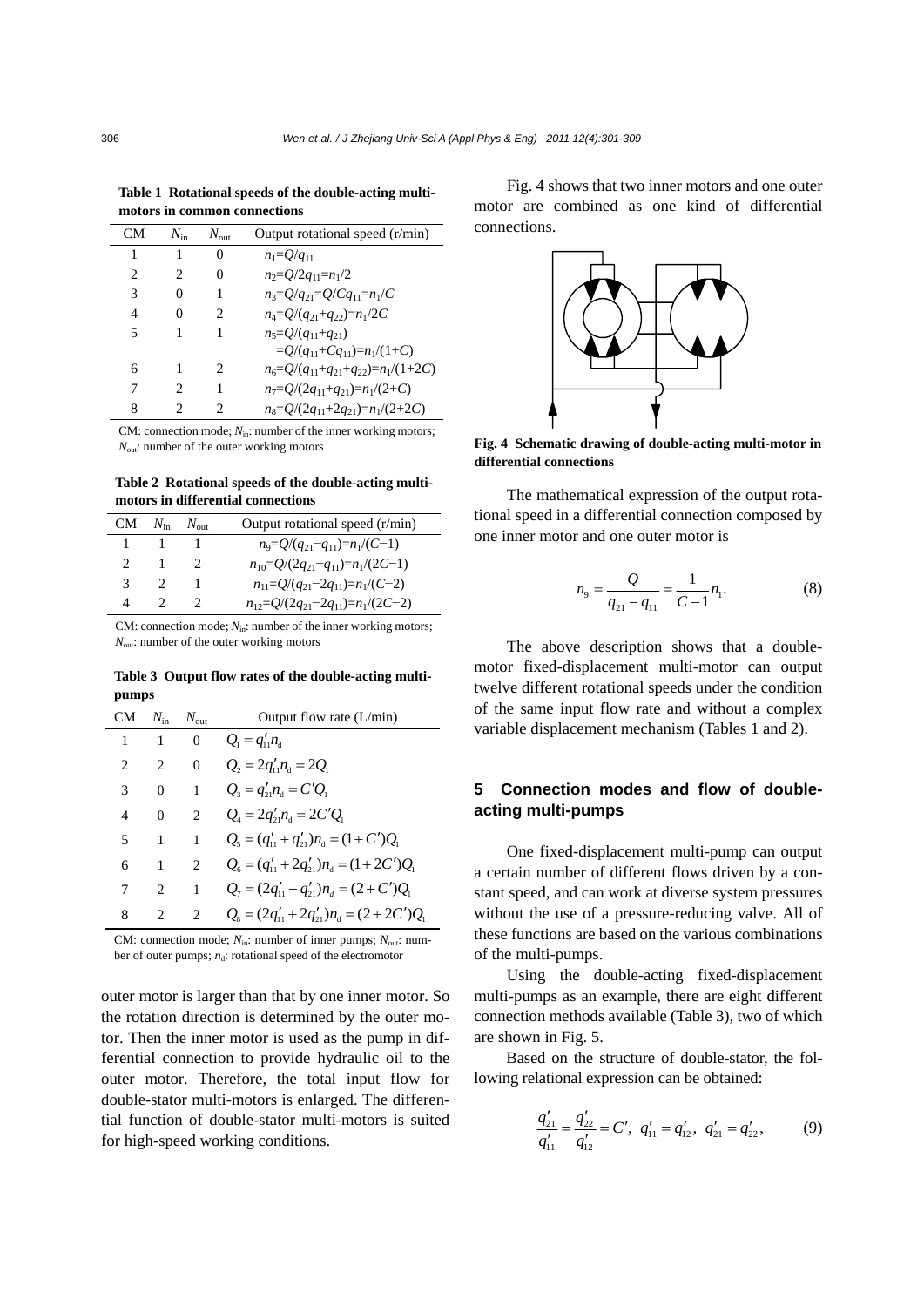**Table 1 Rotational speeds of the double-acting multi-motors in common connections**

| CM | $N_{in}$ | $N_{out}$ | Output rotational speed (r/min) |
|---|---|---|---|
| 1 | 1 | 0 | $n_1=Q/q_{11}$ |
| 2 | 2 | 0 | $n_2=Q/2q_{11}=n_1/2$ |
| 3 | 0 | 1 | $n_3=Q/q_{21}=Q/Cq_{11}=n_1/C$ |
| 4 | 0 | 2 | $n_4=Q/(q_{21}+q_{22})=n_1/2C$ |
| 5 | 1 | 1 | $n_5=Q/(q_{11}+q_{21})$ $=Q/(q_{11}+Cq_{11})=n_1/(1+C)$ |
| 6 | 1 | 2 | $n_6=Q/(q_{11}+q_{21}+q_{22})=n_1/(1+2C)$ |
| 7 | 2 | 1 | $n_7=Q/(2q_{11}+q_{21})=n_1/(2+C)$ |
| 8 | 2 | 2 | $n_8=Q/(2q_{11}+2q_{21})=n_1/(2+2C)$ |

CM: connection mode; $N_{in}$: number of the inner working motors; $N_{out}$: number of the outer working motors

**Table 2 Rotational speeds of the double-acting multi-motors in differential connections**

| CM | $N_{in}$ | $N_{out}$ | Output rotational speed (r/min) |
|---|---|---|---|
| 1 | 1 | 1 | $n_9=Q/(q_{21}-q_{11})=n_1/(C-1)$ |
| 2 | 1 | 2 | $n_{10}=Q/(2q_{21}-q_{11})=n_1/(2C-1)$ |
| 3 | 2 | 1 | $n_{11}=Q/(q_{21}-2q_{11})=n_1/(C-2)$ |
| 4 | 2 | 2 | $n_{12}=Q/(2q_{21}-2q_{11})=n_1/(2C-2)$ |

CM: connection mode; $N_{in}$: number of the inner working motors; $N_{out}$: number of the outer working motors

**Table 3 Output flow rates of the double-acting multi-pumps**

| CM | $N_{in}$ | $N_{out}$ | Output flow rate (L/min) |
|---|---|---|---|
| 1 | 1 | 0 | $Q_1=q'_{11}n_d$ |
| 2 | 2 | 0 | $Q_2=2q'_{11}n_d=2Q_1$ |
| 3 | 0 | 1 | $Q_3=q'_{21}n_d=C'Q_1$ |
| 4 | 0 | 2 | $Q_4=2q'_{21}n_d=2C'Q_1$ |
| 5 | 1 | 1 | $Q_5=(q'_{11}+q'_{21})n_d=(1+C')Q_1$ |
| 6 | 1 | 2 | $Q_6=(q'_{11}+2q'_{21})n_d=(1+2C')Q_1$ |
| 7 | 2 | 1 | $Q_7=(2q'_{11}+q'_{21})n_d=(2+C')Q_1$ |
| 8 | 2 | 2 | $Q_8=(2q'_{11}+2q'_{21})n_d=(2+2C')Q_1$ |

CM: connection mode; $N_{in}$: number of inner pumps; $N_{out}$: number of outer pumps; $n_d$: rotational speed of the electromotor

outer motor is larger than that by one inner motor. So the rotation direction is determined by the outer motor. Then the inner motor is used as the pump in differential connection to provide hydraulic oil to the outer motor. Therefore, the total input flow for double-stator multi-motors is enlarged. The differential function of double-stator multi-motors is suited for high-speed working conditions.

Fig. 4 shows that two inner motors and one outer motor are combined as one kind of differential connections.

**Fig. 4 Schematic drawing of double-acting multi-motor in differential connections**

The mathematical expression of the output rotational speed in a differential connection composed by one inner motor and one outer motor is

$$n_9=\frac{Q}{q_{21}-q_{11}}=\frac{1}{C-1}n_1. \tag{8}$$

The above description shows that a double-motor fixed-displacement multi-motor can output twelve different rotational speeds under the condition of the same input flow rate and without a complex variable displacement mechanism (Tables 1 and 2).

## 5 Connection modes and flow of double-acting multi-pumps

One fixed-displacement multi-pump can output a certain number of different flows driven by a constant speed, and can work at diverse system pressures without the use of a pressure-reducing valve. All of these functions are based on the various combinations of the multi-pumps.

Using the double-acting fixed-displacement multi-pumps as an example, there are eight different connection methods available (Table 3), two of which are shown in Fig. 5.

Based on the structure of double-stator, the following relational expression can be obtained:

$$\frac{q'_{21}}{q'_{11}}=\frac{q'_{22}}{q'_{12}}=C',\ \ q'_{11}=q'_{12},\ \ q'_{21}=q'_{22}, \tag{9}$$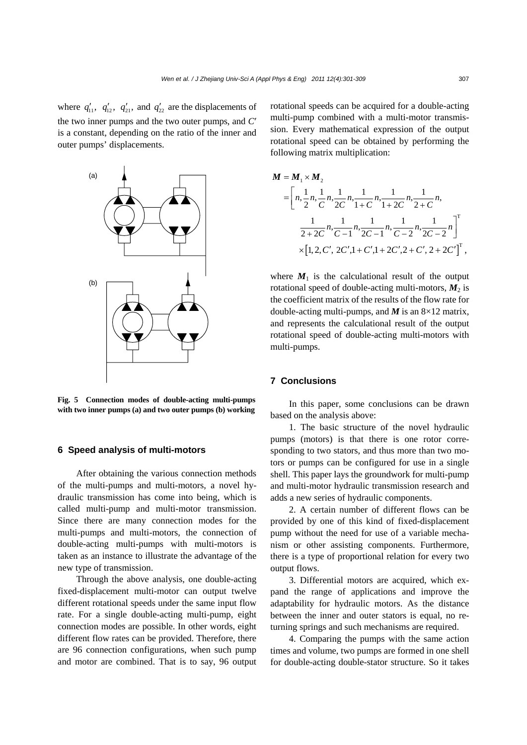where $q'_{11}$, $q'_{12}$, $q'_{21}$, and $q'_{22}$ are the displacements of the two inner pumps and the two outer pumps, and $C'$ is a constant, depending on the ratio of the inner and outer pumps' displacements.

**Fig. 5 Connection modes of double-acting multi-pumps with two inner pumps (a) and two outer pumps (b) working**

## 6 Speed analysis of multi-motors

After obtaining the various connection methods of the multi-pumps and multi-motors, a novel hydraulic transmission has come into being, which is called multi-pump and multi-motor transmission. Since there are many connection modes for the multi-pumps and multi-motors, the connection of double-acting multi-pumps with multi-motors is taken as an instance to illustrate the advantage of the new type of transmission.

Through the above analysis, one double-acting fixed-displacement multi-motor can output twelve different rotational speeds under the same input flow rate. For a single double-acting multi-pump, eight connection modes are possible. In other words, eight different flow rates can be provided. Therefore, there are 96 connection configurations, when such pump and motor are combined. That is to say, 96 output rotational speeds can be acquired for a double-acting multi-pump combined with a multi-motor transmission. Every mathematical expression of the output rotational speed can be obtained by performing the following matrix multiplication:

$$
\begin{aligned}
\boldsymbol{M} &= \boldsymbol{M}_1 \times \boldsymbol{M}_2 \\
&= \left[ n, \frac{1}{2}n, \frac{1}{C}n, \frac{1}{2C}n, \frac{1}{1+C}n, \frac{1}{1+2C}n, \frac{1}{2+C}n, \right. \\
&\qquad \left. \frac{1}{2+2C}n, \frac{1}{C-1}n, \frac{1}{2C-1}n, \frac{1}{C-2}n, \frac{1}{2C-2}n \right]^{\mathrm{T}} \\
&\qquad \times \left[1, 2, C', 2C', 1+C', 1+2C', 2+C', 2+2C'\right]^{\mathrm{T}},
\end{aligned}
$$

where $\boldsymbol{M}_1$ is the calculational result of the output rotational speed of double-acting multi-motors, $\boldsymbol{M}_2$ is the coefficient matrix of the results of the flow rate for double-acting multi-pumps, and $\boldsymbol{M}$ is an 8×12 matrix, and represents the calculational result of the output rotational speed of double-acting multi-motors with multi-pumps.

## 7 Conclusions

In this paper, some conclusions can be drawn based on the analysis above:

1. The basic structure of the novel hydraulic pumps (motors) is that there is one rotor corresponding to two stators, and thus more than two motors or pumps can be configured for use in a single shell. This paper lays the groundwork for multi-pump and multi-motor hydraulic transmission research and adds a new series of hydraulic components.

2. A certain number of different flows can be provided by one of this kind of fixed-displacement pump without the need for use of a variable mechanism or other assisting components. Furthermore, there is a type of proportional relation for every two output flows.

3. Differential motors are acquired, which expand the range of applications and improve the adaptability for hydraulic motors. As the distance between the inner and outer stators is equal, no returning springs and such mechanisms are required.

4. Comparing the pumps with the same action times and volume, two pumps are formed in one shell for double-acting double-stator structure. So it takes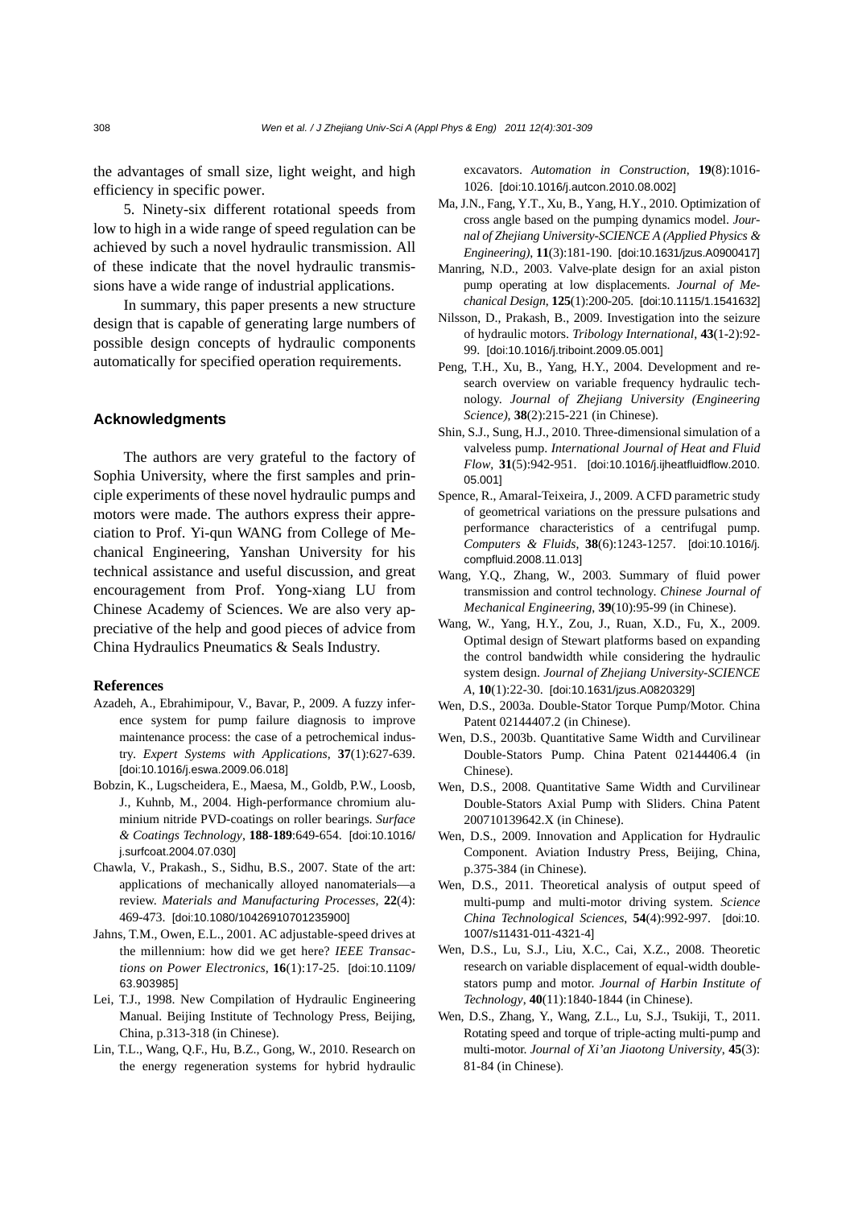the advantages of small size, light weight, and high efficiency in specific power.

5. Ninety-six different rotational speeds from low to high in a wide range of speed regulation can be achieved by such a novel hydraulic transmission. All of these indicate that the novel hydraulic transmissions have a wide range of industrial applications.

In summary, this paper presents a new structure design that is capable of generating large numbers of possible design concepts of hydraulic components automatically for specified operation requirements.

## Acknowledgments

The authors are very grateful to the factory of Sophia University, where the first samples and principle experiments of these novel hydraulic pumps and motors were made. The authors express their appreciation to Prof. Yi-qun WANG from College of Mechanical Engineering, Yanshan University for his technical assistance and useful discussion, and great encouragement from Prof. Yong-xiang LU from Chinese Academy of Sciences. We are also very appreciative of the help and good pieces of advice from China Hydraulics Pneumatics & Seals Industry.

## References

Azadeh, A., Ebrahimipour, V., Bavar, P., 2009. A fuzzy inference system for pump failure diagnosis to improve maintenance process: the case of a petrochemical industry. *Expert Systems with Applications*, **37**(1):627-639. [doi:10.1016/j.eswa.2009.06.018]

Bobzin, K., Lugscheidera, E., Maesa, M., Goldb, P.W., Loosb, J., Kuhnb, M., 2004. High-performance chromium aluminium nitride PVD-coatings on roller bearings. *Surface & Coatings Technology*, **188-189**:649-654. [doi:10.1016/j.surfcoat.2004.07.030]

Chawla, V., Prakash., S., Sidhu, B.S., 2007. State of the art: applications of mechanically alloyed nanomaterials—a review. *Materials and Manufacturing Processes*, **22**(4): 469-473. [doi:10.1080/10426910701235900]

Jahns, T.M., Owen, E.L., 2001. AC adjustable-speed drives at the millennium: how did we get here? *IEEE Transactions on Power Electronics*, **16**(1):17-25. [doi:10.1109/63.903985]

Lei, T.J., 1998. New Compilation of Hydraulic Engineering Manual. Beijing Institute of Technology Press, Beijing, China, p.313-318 (in Chinese).

Lin, T.L., Wang, Q.F., Hu, B.Z., Gong, W., 2010. Research on the energy regeneration systems for hybrid hydraulic excavators. *Automation in Construction*, **19**(8):1016-1026. [doi:10.1016/j.autcon.2010.08.002]

Ma, J.N., Fang, Y.T., Xu, B., Yang, H.Y., 2010. Optimization of cross angle based on the pumping dynamics model. *Journal of Zhejiang University-SCIENCE A (Applied Physics & Engineering)*, **11**(3):181-190. [doi:10.1631/jzus.A0900417]

Manring, N.D., 2003. Valve-plate design for an axial piston pump operating at low displacements. *Journal of Mechanical Design*, **125**(1):200-205. [doi:10.1115/1.1541632]

Nilsson, D., Prakash, B., 2009. Investigation into the seizure of hydraulic motors. *Tribology International*, **43**(1-2):92-99. [doi:10.1016/j.triboint.2009.05.001]

Peng, T.H., Xu, B., Yang, H.Y., 2004. Development and research overview on variable frequency hydraulic technology. *Journal of Zhejiang University (Engineering Science)*, **38**(2):215-221 (in Chinese).

Shin, S.J., Sung, H.J., 2010. Three-dimensional simulation of a valveless pump. *International Journal of Heat and Fluid Flow*, **31**(5):942-951. [doi:10.1016/j.ijheatfluidflow.2010.05.001]

Spence, R., Amaral-Teixeira, J., 2009. A CFD parametric study of geometrical variations on the pressure pulsations and performance characteristics of a centrifugal pump. *Computers & Fluids*, **38**(6):1243-1257. [doi:10.1016/j.compfluid.2008.11.013]

Wang, Y.Q., Zhang, W., 2003. Summary of fluid power transmission and control technology. *Chinese Journal of Mechanical Engineering*, **39**(10):95-99 (in Chinese).

Wang, W., Yang, H.Y., Zou, J., Ruan, X.D., Fu, X., 2009. Optimal design of Stewart platforms based on expanding the control bandwidth while considering the hydraulic system design. *Journal of Zhejiang University-SCIENCE A*, **10**(1):22-30. [doi:10.1631/jzus.A0820329]

Wen, D.S., 2003a. Double-Stator Torque Pump/Motor. China Patent 02144407.2 (in Chinese).

Wen, D.S., 2003b. Quantitative Same Width and Curvilinear Double-Stators Pump. China Patent 02144406.4 (in Chinese).

Wen, D.S., 2008. Quantitative Same Width and Curvilinear Double-Stators Axial Pump with Sliders. China Patent 200710139642.X (in Chinese).

Wen, D.S., 2009. Innovation and Application for Hydraulic Component. Aviation Industry Press, Beijing, China, p.375-384 (in Chinese).

Wen, D.S., 2011. Theoretical analysis of output speed of multi-pump and multi-motor driving system. *Science China Technological Sciences*, **54**(4):992-997. [doi:10.1007/s11431-011-4321-4]

Wen, D.S., Lu, S.J., Liu, X.C., Cai, X.Z., 2008. Theoretic research on variable displacement of equal-width double-stators pump and motor. *Journal of Harbin Institute of Technology*, **40**(11):1840-1844 (in Chinese).

Wen, D.S., Zhang, Y., Wang, Z.L., Lu, S.J., Tsukiji, T., 2011. Rotating speed and torque of triple-acting multi-pump and multi-motor. *Journal of Xi'an Jiaotong University*, **45**(3): 81-84 (in Chinese).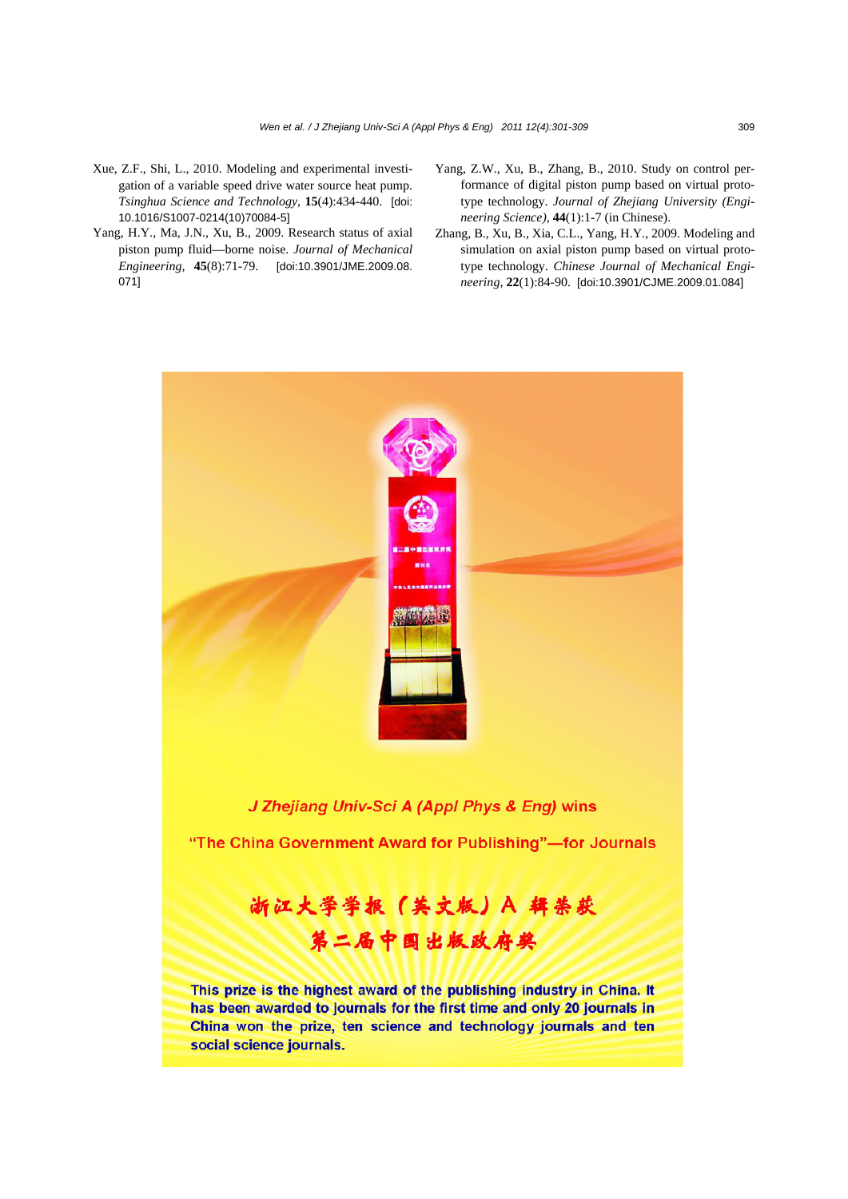Xue, Z.F., Shi, L., 2010. Modeling and experimental investigation of a variable speed drive water source heat pump. *Tsinghua Science and Technology*, **15**(4):434-440. [doi:10.1016/S1007-0214(10)70084-5]

Yang, H.Y., Ma, J.N., Xu, B., 2009. Research status of axial piston pump fluid—borne noise. *Journal of Mechanical Engineering*, **45**(8):71-79. [doi:10.3901/JME.2009.08.071]

Yang, Z.W., Xu, B., Zhang, B., 2010. Study on control performance of digital piston pump based on virtual prototype technology. *Journal of Zhejiang University (Engineering Science)*, **44**(1):1-7 (in Chinese).

Zhang, B., Xu, B., Xia, C.L., Yang, H.Y., 2009. Modeling and simulation on axial piston pump based on virtual prototype technology. *Chinese Journal of Mechanical Engineering*, **22**(1):84-90. [doi:10.3901/CJME.2009.01.084]

*J Zhejiang Univ-Sci A (Appl Phys & Eng)* wins

"The China Government Award for Publishing"—for Journals

浙江大学学报（英文版）A 辑荣获

第二届中国出版政府奖

This prize is the highest award of the publishing industry in China. It has been awarded to journals for the first time and only 20 journals in China won the prize, ten science and technology journals and ten social science journals.